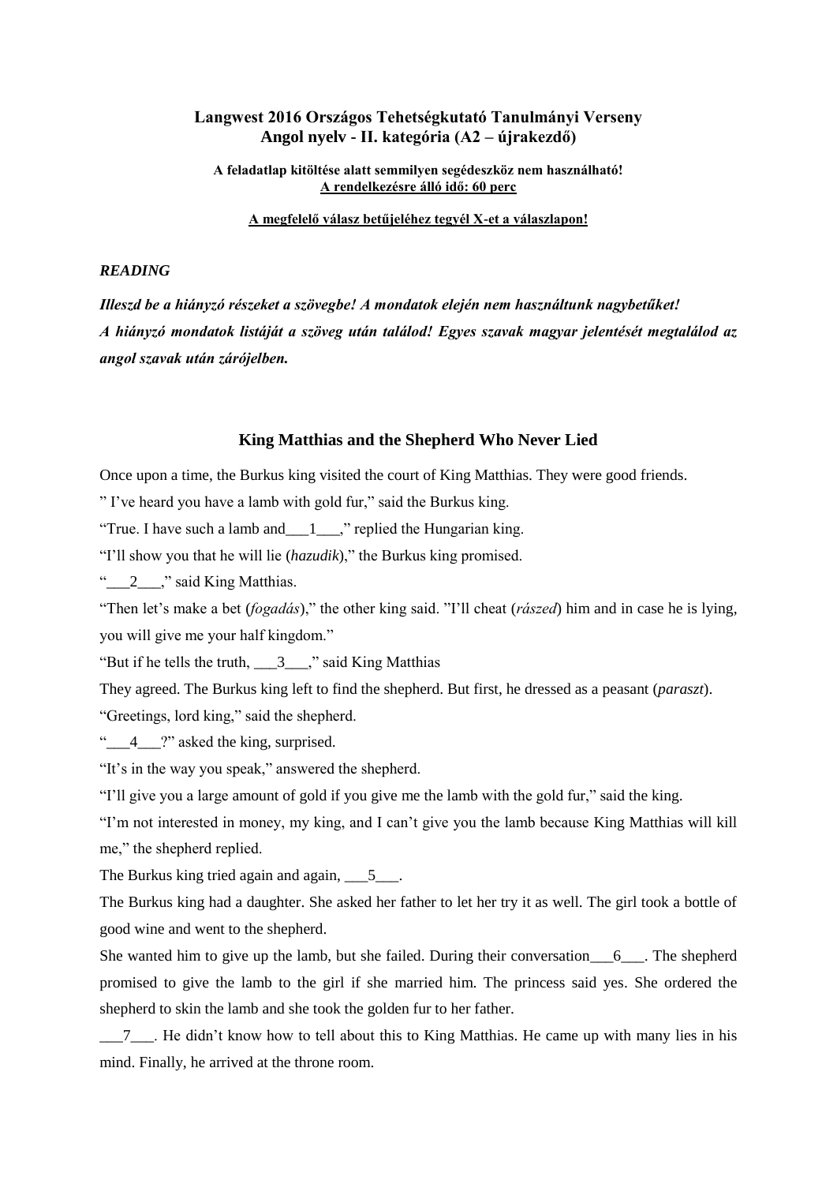**Langwest 2016 Országos Tehetségkutató Tanulmányi Verseny**
**Angol nyelv - II. kategória (A2 – újrakezdő)**

**A feladatlap kitöltése alatt semmilyen segédeszköz nem használható!**
**A rendelkezésre álló idő: 60 perc**

**A megfelelő válasz betűjeléhez tegyél X-et a válaszlapon!**

***READING***

***Illeszd be a hiányzó részeket a szövegbe! A mondatok elején nem használtunk nagybetűket! A hiányzó mondatok listáját a szöveg után találod! Egyes szavak magyar jelentését megtalálod az angol szavak után zárójelben.***

### King Matthias and the Shepherd Who Never Lied

Once upon a time, the Burkus king visited the court of King Matthias. They were good friends.

" I've heard you have a lamb with gold fur," said the Burkus king.

"True. I have such a lamb and___1___," replied the Hungarian king.

"I'll show you that he will lie (*hazudik*)," the Burkus king promised.

"___2___," said King Matthias.

"Then let's make a bet (*fogadás*)," the other king said. "I'll cheat (*rászed*) him and in case he is lying, you will give me your half kingdom."

"But if he tells the truth, ___3___," said King Matthias

They agreed. The Burkus king left to find the shepherd. But first, he dressed as a peasant (*paraszt*).

"Greetings, lord king," said the shepherd.

"___4___?" asked the king, surprised.

"It's in the way you speak," answered the shepherd.

"I'll give you a large amount of gold if you give me the lamb with the gold fur," said the king.

"I'm not interested in money, my king, and I can't give you the lamb because King Matthias will kill me," the shepherd replied.

The Burkus king tried again and again, ___5___.

The Burkus king had a daughter. She asked her father to let her try it as well. The girl took a bottle of good wine and went to the shepherd.

She wanted him to give up the lamb, but she failed. During their conversation___6___. The shepherd promised to give the lamb to the girl if she married him. The princess said yes. She ordered the shepherd to skin the lamb and she took the golden fur to her father.

___7___. He didn't know how to tell about this to King Matthias. He came up with many lies in his mind. Finally, he arrived at the throne room.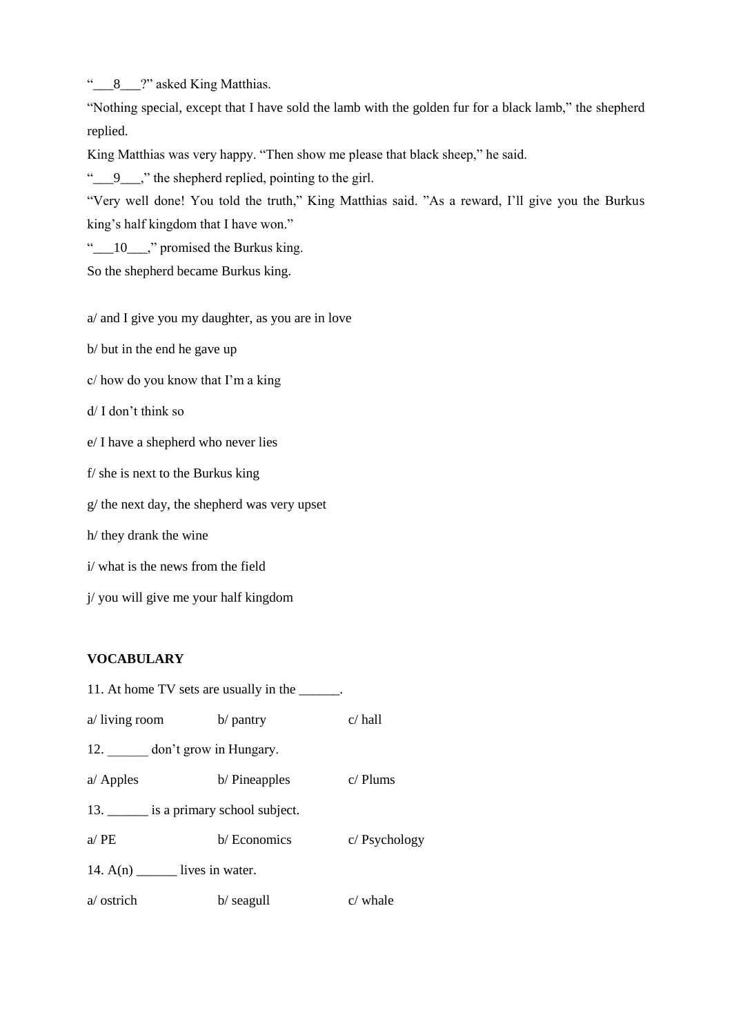“___8___?” asked King Matthias.

“Nothing special, except that I have sold the lamb with the golden fur for a black lamb,” the shepherd replied.

King Matthias was very happy. “Then show me please that black sheep,” he said.

“___9___,” the shepherd replied, pointing to the girl.

“Very well done! You told the truth,” King Matthias said. ”As a reward, I’ll give you the Burkus king’s half kingdom that I have won.”

“___10___,” promised the Burkus king.

So the shepherd became Burkus king.

a/ and I give you my daughter, as you are in love

b/ but in the end he gave up

c/ how do you know that I’m a king

d/ I don’t think so

e/ I have a shepherd who never lies

f/ she is next to the Burkus king

g/ the next day, the shepherd was very upset

h/ they drank the wine

i/ what is the news from the field

j/ you will give me your half kingdom

**VOCABULARY**

11. At home TV sets are usually in the ______.

a/ living room b/ pantry c/ hall

12. ______ don’t grow in Hungary.

a/ Apples b/ Pineapples c/ Plums

13. ______ is a primary school subject.

a/ PE b/ Economics c/ Psychology

14. A(n) ______ lives in water.

a/ ostrich b/ seagull c/ whale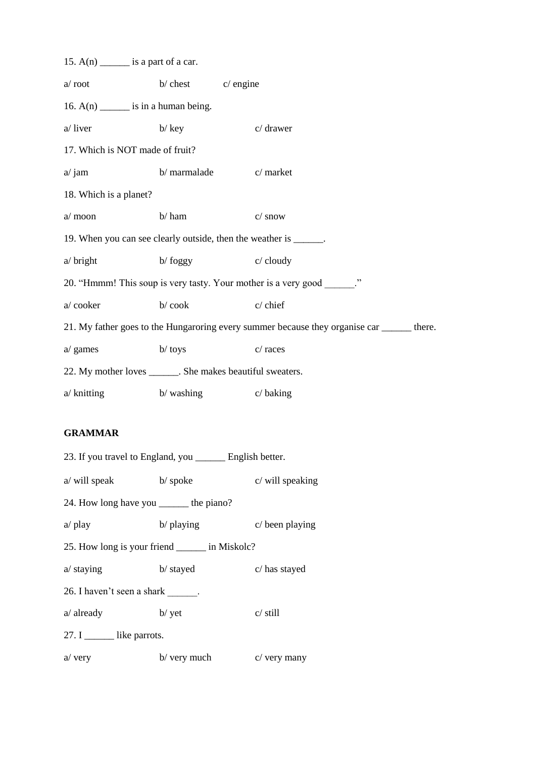15. A(n) ______ is a part of a car.

a/ root b/ chest c/ engine

16. A(n) ______ is in a human being.

a/ liver b/ key c/ drawer

17. Which is NOT made of fruit?

a/ jam b/ marmalade c/ market

18. Which is a planet?

a/ moon b/ ham c/ snow

19. When you can see clearly outside, then the weather is ______.

a/ bright b/ foggy c/ cloudy

20. "Hmmm! This soup is very tasty. Your mother is a very good ______."

a/ cooker b/ cook c/ chief

21. My father goes to the Hungaroring every summer because they organise car ______ there.

a/ games b/ toys c/ races

22. My mother loves ______. She makes beautiful sweaters.

a/ knitting b/ washing c/ baking

**GRAMMAR**

23. If you travel to England, you ______ English better.

a/ will speak b/ spoke c/ will speaking

24. How long have you ______ the piano?

a/ play b/ playing c/ been playing

25. How long is your friend ______ in Miskolc?

a/ staying b/ stayed c/ has stayed

26. I haven't seen a shark ______.

a/ already b/ yet c/ still

27. I ______ like parrots.

a/ very b/ very much c/ very many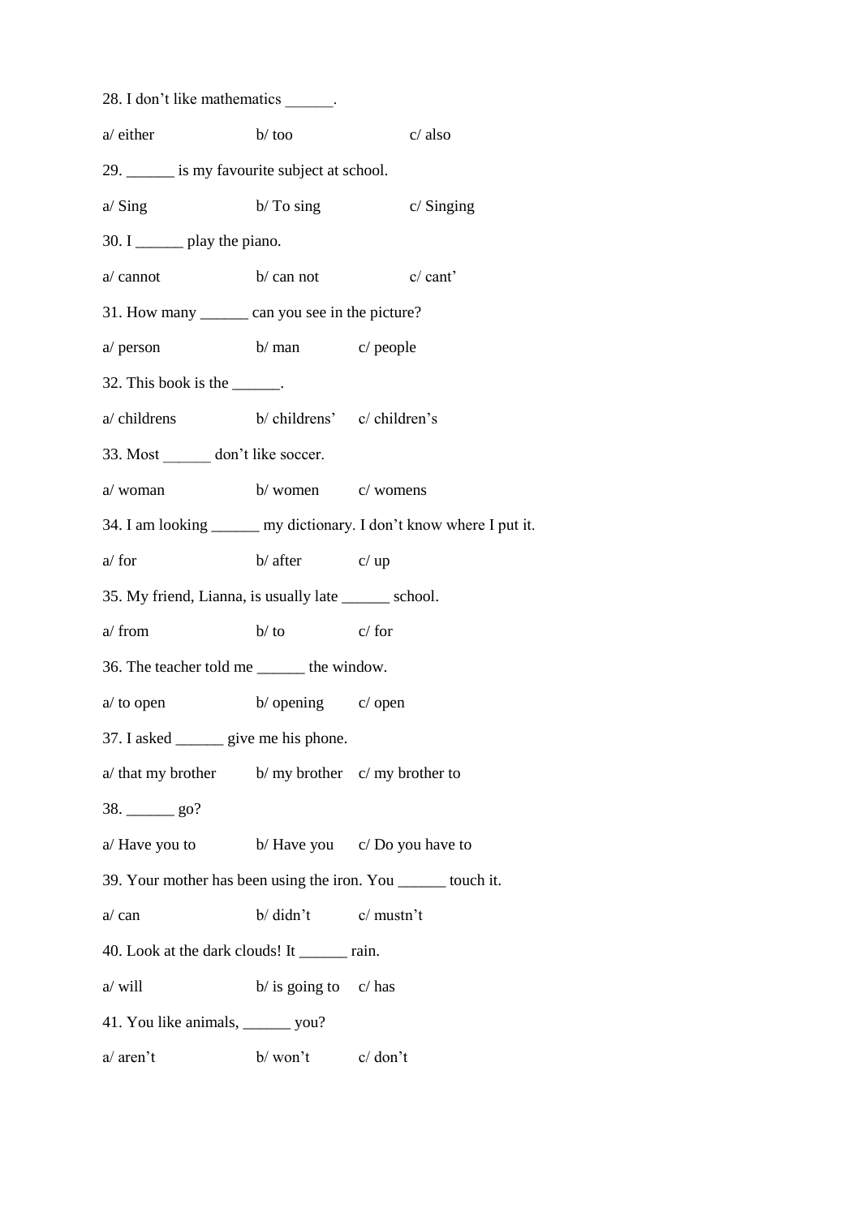28. I don’t like mathematics ______.

a/ either b/ too c/ also

29. ______ is my favourite subject at school.

a/ Sing b/ To sing c/ Singing

30. I ______ play the piano.

a/ cannot b/ can not c/ cant’

31. How many ______ can you see in the picture?

a/ person b/ man c/ people

32. This book is the ______.

a/ childrens b/ childrens’ c/ children’s

33. Most ______ don’t like soccer.

a/ woman b/ women c/ womens

34. I am looking ______ my dictionary. I don’t know where I put it.

a/ for b/ after c/ up

35. My friend, Lianna, is usually late ______ school.

a/ from b/ to c/ for

36. The teacher told me ______ the window.

a/ to open b/ opening c/ open

37. I asked ______ give me his phone.

a/ that my brother b/ my brother c/ my brother to

38. ______ go?

a/ Have you to b/ Have you c/ Do you have to

39. Your mother has been using the iron. You ______ touch it.

a/ can b/ didn’t c/ mustn’t

40. Look at the dark clouds! It ______ rain.

a/ will b/ is going to c/ has

41. You like animals, ______ you?

a/ aren’t b/ won’t c/ don’t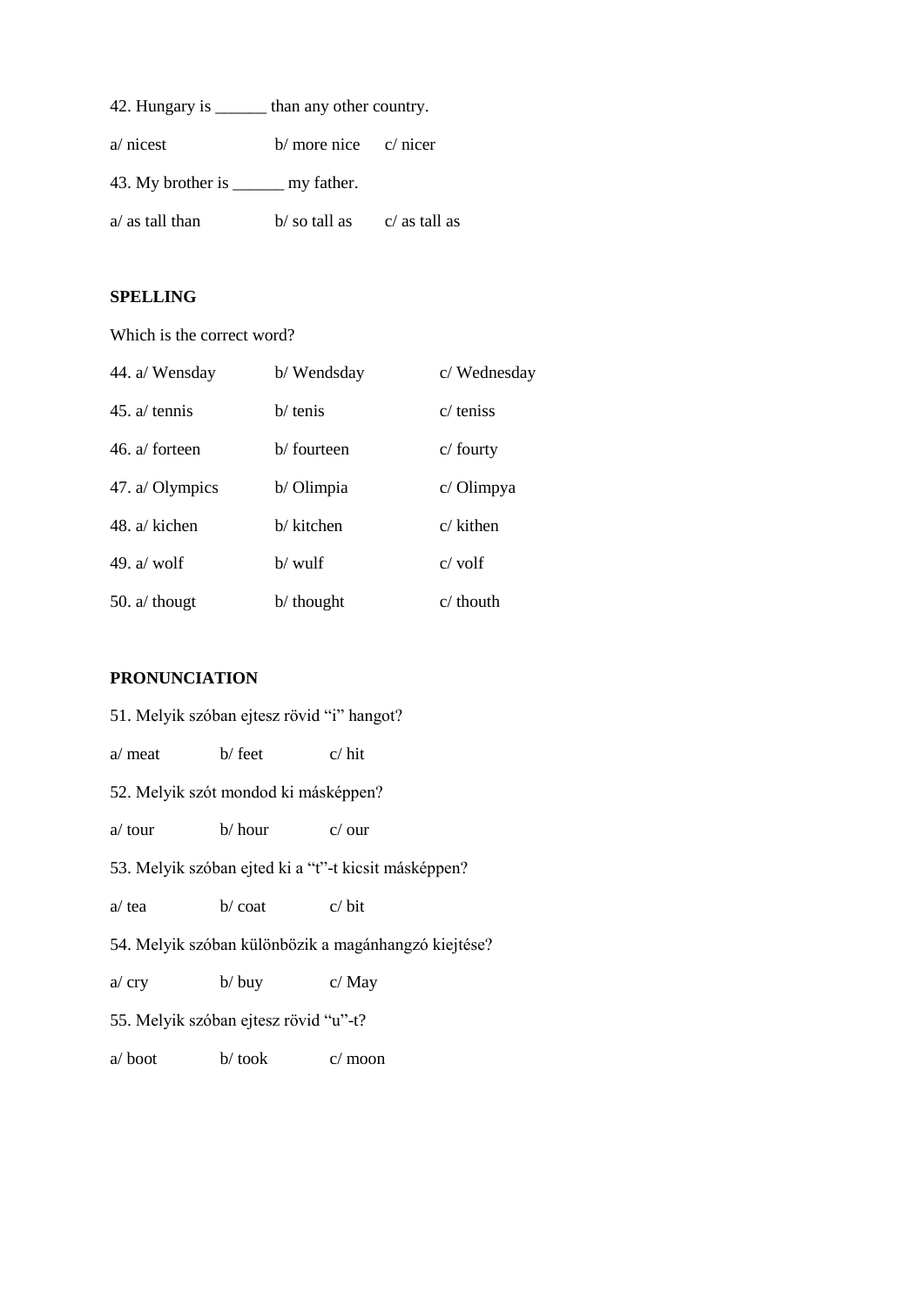42. Hungary is ______ than any other country.

a/ nicest　　b/ more nice　　c/ nicer

43. My brother is ______ my father.

a/ as tall than　　b/ so tall as　　c/ as tall as

**SPELLING**

Which is the correct word?

44. a/ Wensday　　b/ Wendsday　　c/ Wednesday

45. a/ tennis　　b/ tenis　　c/ teniss

46. a/ forteen　　b/ fourteen　　c/ fourty

47. a/ Olympics　　b/ Olimpia　　c/ Olimpya

48. a/ kichen　　b/ kitchen　　c/ kithen

49. a/ wolf　　b/ wulf　　c/ volf

50. a/ thougt　　b/ thought　　c/ thouth

**PRONUNCIATION**

51. Melyik szóban ejtesz rövid "i" hangot?

a/ meat　　b/ feet　　c/ hit

52. Melyik szót mondod ki másképpen?

a/ tour　　b/ hour　　c/ our

53. Melyik szóban ejted ki a "t"-t kicsit másképpen?

a/ tea　　b/ coat　　c/ bit

54. Melyik szóban különbözik a magánhangzó kiejtése?

a/ cry　　b/ buy　　c/ May

55. Melyik szóban ejtesz rövid "u"-t?

a/ boot　　b/ took　　c/ moon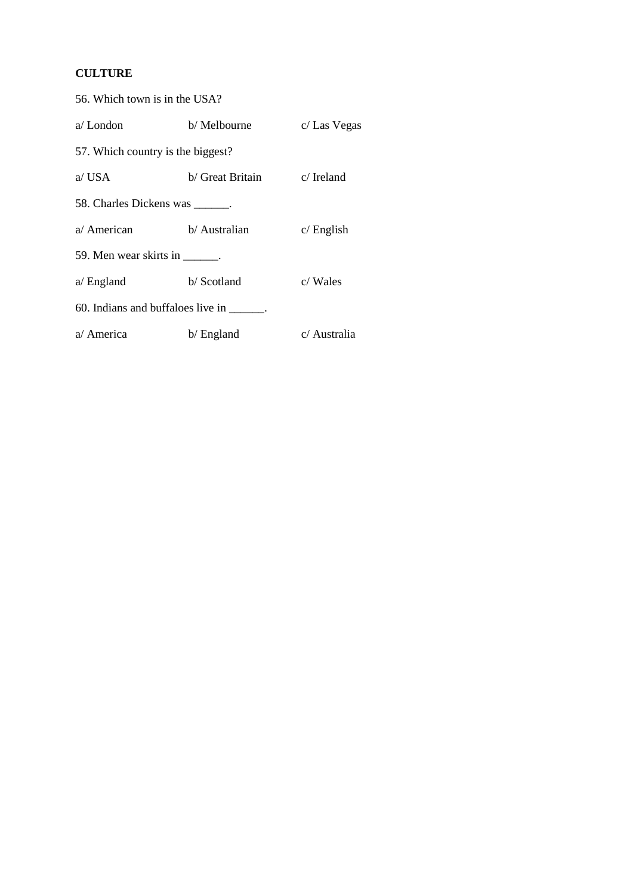**CULTURE**

56. Which town is in the USA?

a/ London b/ Melbourne c/ Las Vegas

57. Which country is the biggest?

a/ USA b/ Great Britain c/ Ireland

58. Charles Dickens was ______.

a/ American b/ Australian c/ English

59. Men wear skirts in ______.

a/ England b/ Scotland c/ Wales

60. Indians and buffaloes live in ______.

a/ America b/ England c/ Australia